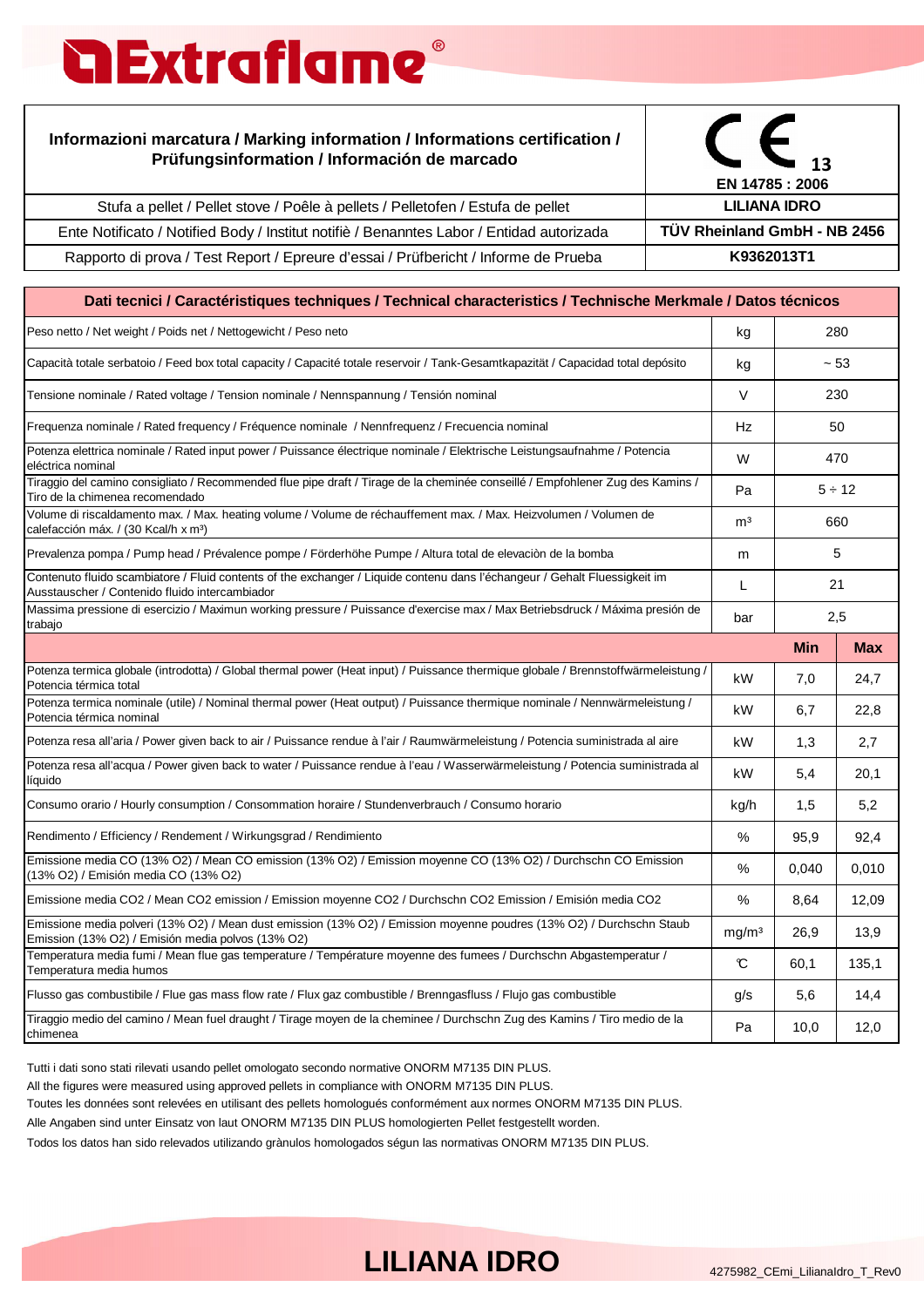# Extraflame®

| Informazioni marcatura / Marking information / Informations certification / Prüfungsinformation / Información de marcado | CE 13 EN 14785 : 2006 |
|---|---|
| Stufa a pellet / Pellet stove / Poêle à pellets / Pelletofen / Estufa de pellet | **LILIANA IDRO** |
| Ente Notificato / Notified Body / Institut notifiè / Benanntes Labor / Entidad autorizada | **TÜV Rheinland GmbH - NB 2456** |
| Rapporto di prova / Test Report / Epreure d'essai / Prüfbericht / Informe de Prueba | **K9362013T1** |

| Dati tecnici / Caractéristiques techniques / Technical characteristics / Technische Merkmale / Datos técnicos | | | |
|---|---|---|---|
| Peso netto / Net weight / Poids net / Nettogewicht / Peso neto | kg | 280 | |
| Capacità totale serbatoio / Feed box total capacity / Capacité totale reservoir / Tank-Gesamtkapazität / Capacidad total depósito | kg | ~ 53 | |
| Tensione nominale / Rated voltage / Tension nominale / Nennspannung / Tensión nominal | V | 230 | |
| Frequenza nominale / Rated frequency / Fréquence nominale / Nennfrequenz / Frecuencia nominal | Hz | 50 | |
| Potenza elettrica nominale / Rated input power / Puissance électrique nominale / Elektrische Leistungsaufnahme / Potencia eléctrica nominal | W | 470 | |
| Tiraggio del camino consigliato / Recommended flue pipe draft / Tirage de la cheminée conseillé / Empfohlener Zug des Kamins / Tiro de la chimenea recomendado | Pa | 5 ÷ 12 | |
| Volume di riscaldamento max. / Max. heating volume / Volume de réchauffement max. / Max. Heizvolumen / Volumen de calefacción máx. / (30 Kcal/h x m³) | m³ | 660 | |
| Prevalenza pompa / Pump head / Prévalence pompe / Förderhöhe Pumpe / Altura total de elevaciòn de la bomba | m | 5 | |
| Contenuto fluido scambiatore / Fluid contents of the exchanger / Liquide contenu dans l'échangeur / Gehalt Fluessigkeit im Ausstauscher / Contenido fluido intercambiador | L | 21 | |
| Massima pressione di esercizio / Maximun working pressure / Puissance d'exercise max / Max Betriebsdruck / Máxima presión de trabajo | bar | 2,5 | |
| | | **Min** | **Max** |
| Potenza termica globale (introdotta) / Global thermal power (Heat input) / Puissance thermique globale / Brennstoffwärmeleistung / Potencia térmica total | kW | 7,0 | 24,7 |
| Potenza termica nominale (utile) / Nominal thermal power (Heat output) / Puissance thermique nominale / Nennwärmeleistung / Potencia térmica nominal | kW | 6,7 | 22,8 |
| Potenza resa all'aria / Power given back to air / Puissance rendue à l'air / Raumwärmeleistung / Potencia suministrada al aire | kW | 1,3 | 2,7 |
| Potenza resa all'acqua / Power given back to water / Puissance rendue à l'eau / Wasserwärmeleistung / Potencia suministrada al líquido | kW | 5,4 | 20,1 |
| Consumo orario / Hourly consumption / Consommation horaire / Stundenverbrauch / Consumo horario | kg/h | 1,5 | 5,2 |
| Rendimento / Efficiency / Rendement / Wirkungsgrad / Rendimiento | % | 95,9 | 92,4 |
| Emissione media CO (13% O2) / Mean CO emission (13% O2) / Emission moyenne CO (13% O2) / Durchschn CO Emission (13% O2) / Emisión media CO (13% O2) | % | 0,040 | 0,010 |
| Emissione media CO2 / Mean CO2 emission / Emission moyenne CO2 / Durchschn CO2 Emission / Emisión media CO2 | % | 8,64 | 12,09 |
| Emissione media polveri (13% O2) / Mean dust emission (13% O2) / Emission moyenne poudres (13% O2) / Durchschn Staub Emission (13% O2) / Emisión media polvos (13% O2) | mg/m³ | 26,9 | 13,9 |
| Temperatura media fumi / Mean flue gas temperature / Température moyenne des fumees / Durchschn Abgastemperatur / Temperatura media humos | °C | 60,1 | 135,1 |
| Flusso gas combustibile / Flue gas mass flow rate / Flux gaz combustible / Brenngasfluss / Flujo gas combustible | g/s | 5,6 | 14,4 |
| Tiraggio medio del camino / Mean fuel draught / Tirage moyen de la cheminee / Durchschn Zug des Kamins / Tiro medio de la chimenea | Pa | 10,0 | 12,0 |

Tutti i dati sono stati rilevati usando pellet omologato secondo normative ONORM M7135 DIN PLUS.

All the figures were measured using approved pellets in compliance with ONORM M7135 DIN PLUS.

Toutes les données sont relevées en utilisant des pellets homologués conformément aux normes ONORM M7135 DIN PLUS.

Alle Angaben sind unter Einsatz von laut ONORM M7135 DIN PLUS homologierten Pellet festgestellt worden.

Todos los datos han sido relevados utilizando grànulos homologados ségun las normativas ONORM M7135 DIN PLUS.

**LILIANA IDRO**

4275982_CEmi_LilianaIdro_T_Rev0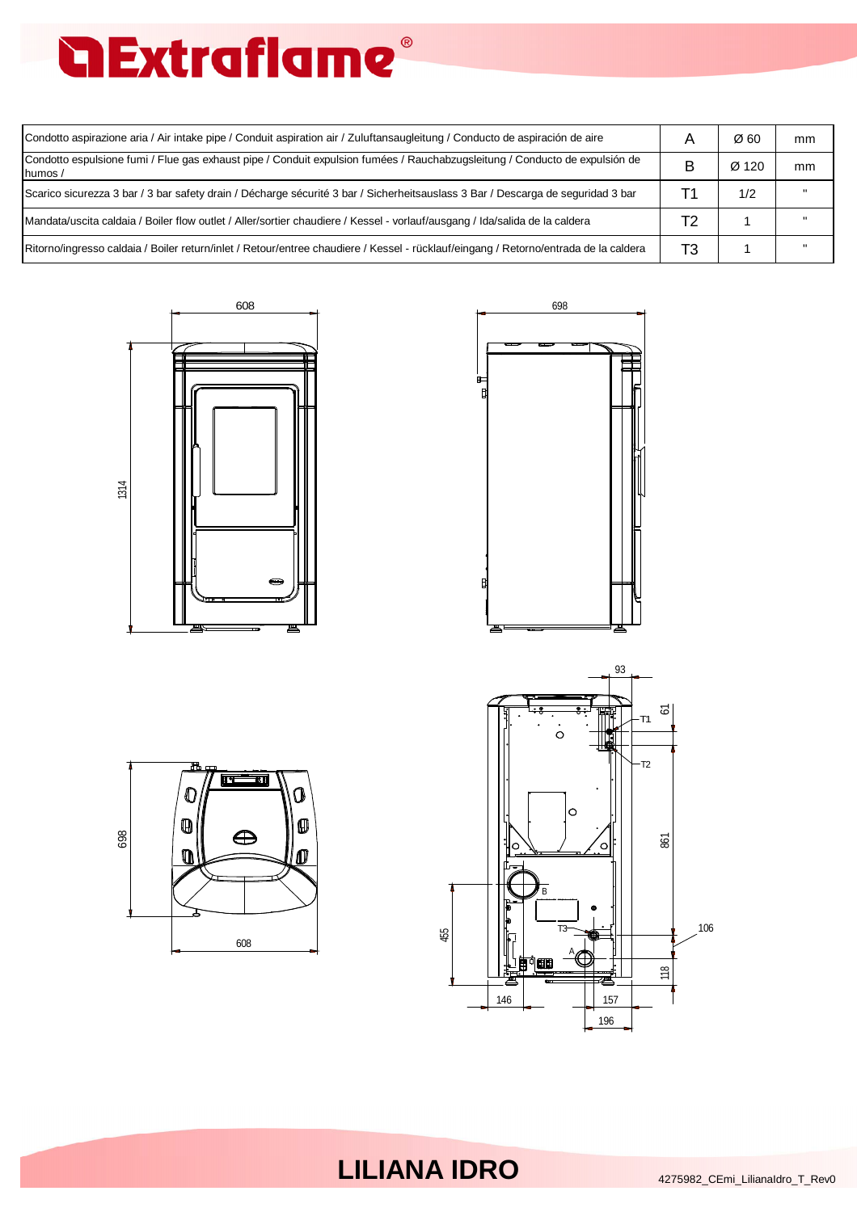# Extraflame®

| | | | |
|---|---|---|---|
| Condotto aspirazione aria / Air intake pipe / Conduit aspiration air / Zuluftansaugleitung / Conducto de aspiración de aire | A | Ø 60 | mm |
| Condotto espulsione fumi / Flue gas exhaust pipe / Conduit expulsion fumées / Rauchabzugsleitung / Conducto de expulsión de humos / | B | Ø 120 | mm |
| Scarico sicurezza 3 bar / 3 bar safety drain / Décharge sécurité 3 bar / Sicherheitsauslass 3 Bar / Descarga de seguridad 3 bar | T1 | 1/2 | " |
| Mandata/uscita caldaia / Boiler flow outlet / Aller/sortier chaudiere / Kessel - vorlauf/ausgang / Ida/salida de la caldera | T2 | 1 | " |
| Ritorno/ingresso caldaia / Boiler return/inlet / Retour/entree chaudiere / Kessel - rücklauf/eingang / Retorno/entrada de la caldera | T3 | 1 | " |

608
1314
698
698
608
93
61
T1
T2
861
B
455
T3
A
106
118
146
157
196

**LILIANA IDRO**

4275982_CEmi_LilianaIdro_T_Rev0